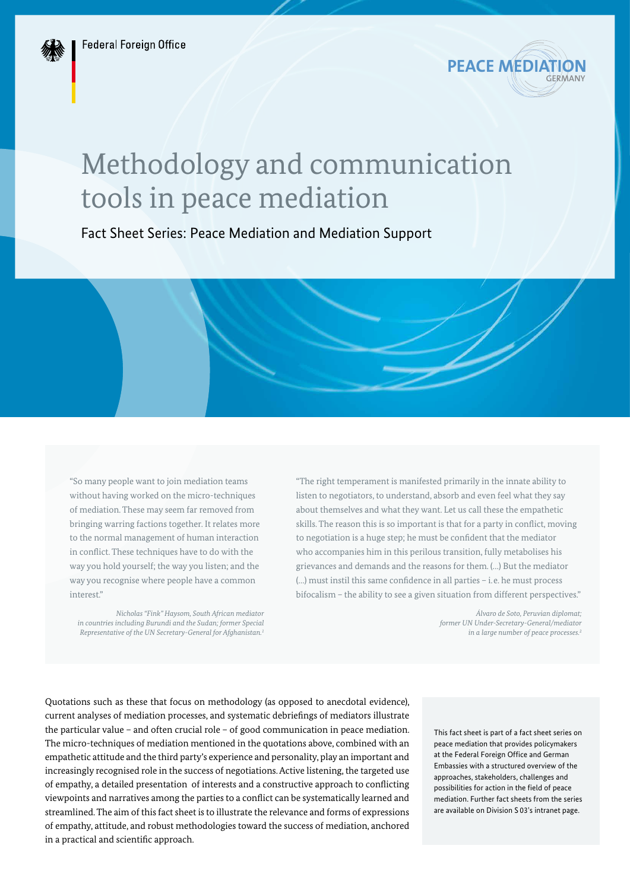Federal Foreign Office

PEACE MEDIATION GERMANY

# Methodology and communication tools in peace mediation

## Fact Sheet Series: Peace Mediation and Mediation Support

"So many people want to join mediation teams without having worked on the micro-techniques of mediation. These may seem far removed from bringing warring factions together. It relates more to the normal management of human interaction in conflict. These techniques have to do with the way you hold yourself; the way you listen; and the way you recognise where people have a common interest."

*Nicholas "Fink" Haysom, South African mediator in countries including Burundi and the Sudan; former Special Representative of the UN Secretary-General for Afghanistan.*[1]

"The right temperament is manifested primarily in the innate ability to listen to negotiators, to understand, absorb and even feel what they say about themselves and what they want. Let us call these the empathetic skills. The reason this is so important is that for a party in conflict, moving to negotiation is a huge step; he must be confident that the mediator who accompanies him in this perilous transition, fully metabolises his grievances and demands and the reasons for them. (…) But the mediator (…) must instil this same confidence in all parties – i.e. he must process bifocalism – the ability to see a given situation from different perspectives."

*Álvaro de Soto, Peruvian diplomat; former UN Under-Secretary-General/mediator in a large number of peace processes.*[2]

Quotations such as these that focus on methodology (as opposed to anecdotal evidence), current analyses of mediation processes, and systematic debriefings of mediators illustrate the particular value – and often crucial role – of good communication in peace mediation. The micro-techniques of mediation mentioned in the quotations above, combined with an empathetic attitude and the third party's experience and personality, play an important and increasingly recognised role in the success of negotiations. Active listening, the targeted use of empathy, a detailed presentation of interests and a constructive approach to conflicting viewpoints and narratives among the parties to a conflict can be systematically learned and streamlined. The aim of this fact sheet is to illustrate the relevance and forms of expressions of empathy, attitude, and robust methodologies toward the success of mediation, anchored in a practical and scientific approach.

This fact sheet is part of a fact sheet series on peace mediation that provides policymakers at the Federal Foreign Office and German Embassies with a structured overview of the approaches, stakeholders, challenges and possibilities for action in the field of peace mediation. Further fact sheets from the series are available on Division S 03's intranet page.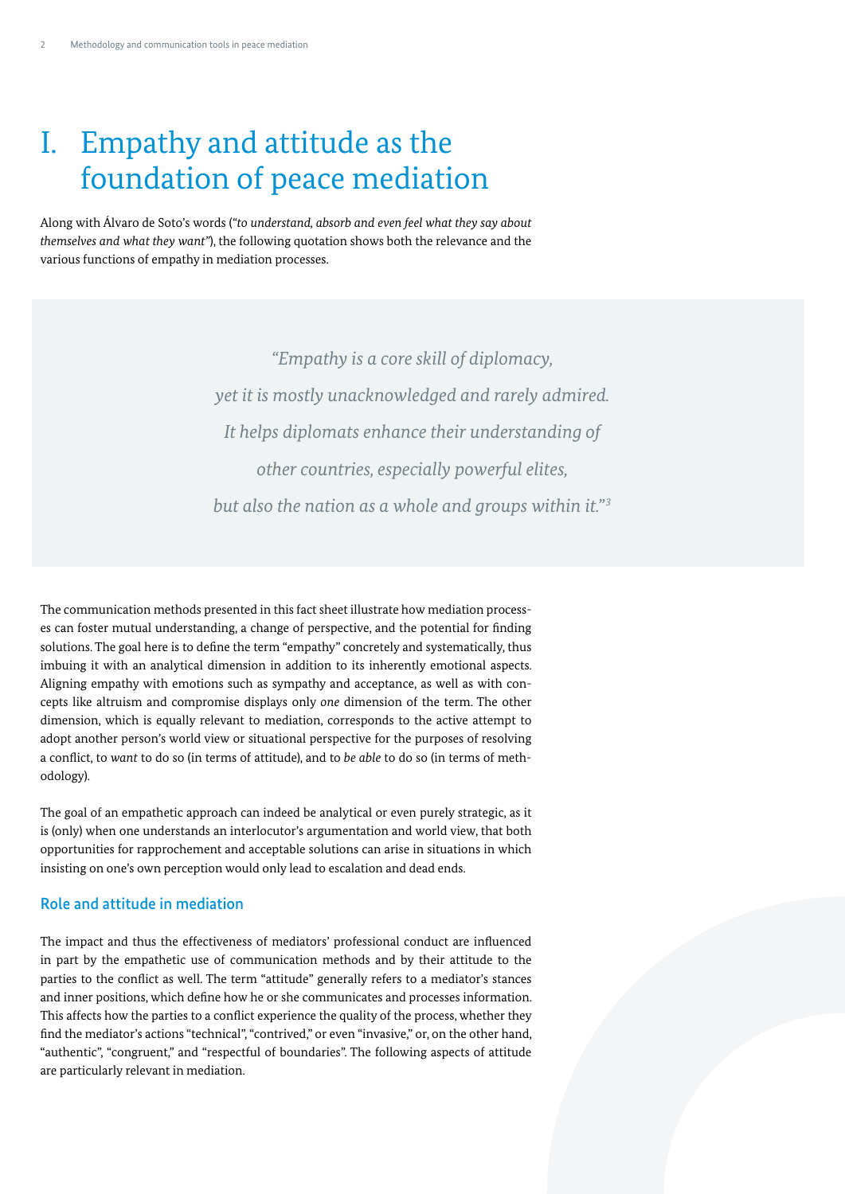# I. Empathy and attitude as the foundation of peace mediation

Along with Álvaro de Soto's words (*"to understand, absorb and even feel what they say about themselves and what they want"*), the following quotation shows both the relevance and the various functions of empathy in mediation processes.

> *"Empathy is a core skill of diplomacy, yet it is mostly unacknowledged and rarely admired. It helps diplomats enhance their understanding of other countries, especially powerful elites, but also the nation as a whole and groups within it."*[3]

The communication methods presented in this fact sheet illustrate how mediation processes can foster mutual understanding, a change of perspective, and the potential for finding solutions. The goal here is to define the term "empathy" concretely and systematically, thus imbuing it with an analytical dimension in addition to its inherently emotional aspects. Aligning empathy with emotions such as sympathy and acceptance, as well as with concepts like altruism and compromise displays only *one* dimension of the term. The other dimension, which is equally relevant to mediation, corresponds to the active attempt to adopt another person's world view or situational perspective for the purposes of resolving a conflict, to *want* to do so (in terms of attitude), and to *be able* to do so (in terms of methodology).

The goal of an empathetic approach can indeed be analytical or even purely strategic, as it is (only) when one understands an interlocutor's argumentation and world view, that both opportunities for rapprochement and acceptable solutions can arise in situations in which insisting on one's own perception would only lead to escalation and dead ends.

## Role and attitude in mediation

The impact and thus the effectiveness of mediators' professional conduct are influenced in part by the empathetic use of communication methods and by their attitude to the parties to the conflict as well. The term "attitude" generally refers to a mediator's stances and inner positions, which define how he or she communicates and processes information. This affects how the parties to a conflict experience the quality of the process, whether they find the mediator's actions "technical", "contrived," or even "invasive," or, on the other hand, "authentic", "congruent," and "respectful of boundaries". The following aspects of attitude are particularly relevant in mediation.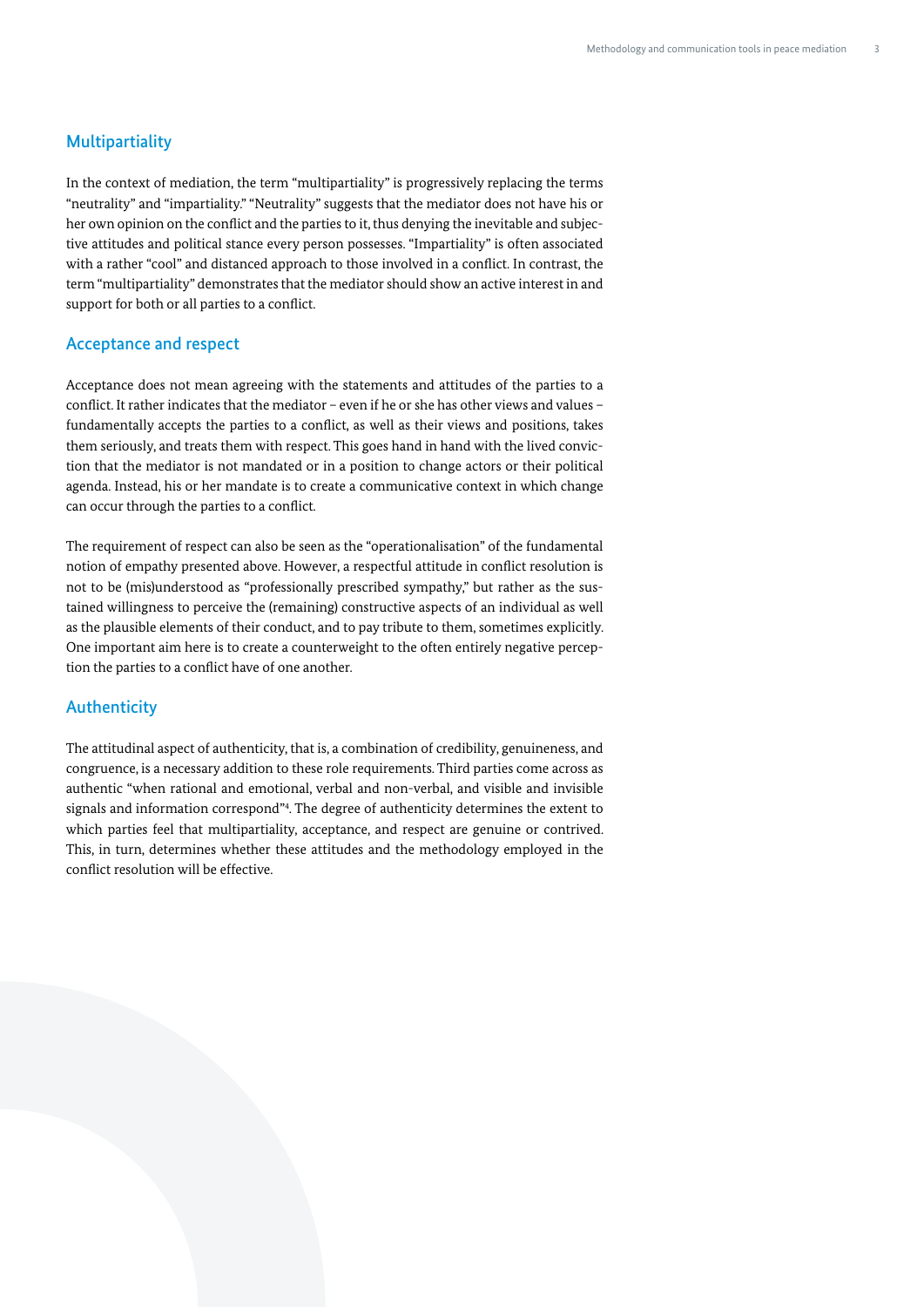## Multipartiality

In the context of mediation, the term "multipartiality" is progressively replacing the terms "neutrality" and "impartiality." "Neutrality" suggests that the mediator does not have his or her own opinion on the conflict and the parties to it, thus denying the inevitable and subjective attitudes and political stance every person possesses. "Impartiality" is often associated with a rather "cool" and distanced approach to those involved in a conflict. In contrast, the term "multipartiality" demonstrates that the mediator should show an active interest in and support for both or all parties to a conflict.

## Acceptance and respect

Acceptance does not mean agreeing with the statements and attitudes of the parties to a conflict. It rather indicates that the mediator – even if he or she has other views and values – fundamentally accepts the parties to a conflict, as well as their views and positions, takes them seriously, and treats them with respect. This goes hand in hand with the lived conviction that the mediator is not mandated or in a position to change actors or their political agenda. Instead, his or her mandate is to create a communicative context in which change can occur through the parties to a conflict.

The requirement of respect can also be seen as the "operationalisation" of the fundamental notion of empathy presented above. However, a respectful attitude in conflict resolution is not to be (mis)understood as "professionally prescribed sympathy," but rather as the sustained willingness to perceive the (remaining) constructive aspects of an individual as well as the plausible elements of their conduct, and to pay tribute to them, sometimes explicitly. One important aim here is to create a counterweight to the often entirely negative perception the parties to a conflict have of one another.

## Authenticity

The attitudinal aspect of authenticity, that is, a combination of credibility, genuineness, and congruence, is a necessary addition to these role requirements. Third parties come across as authentic "when rational and emotional, verbal and non-verbal, and visible and invisible signals and information correspond"[4]. The degree of authenticity determines the extent to which parties feel that multipartiality, acceptance, and respect are genuine or contrived. This, in turn, determines whether these attitudes and the methodology employed in the conflict resolution will be effective.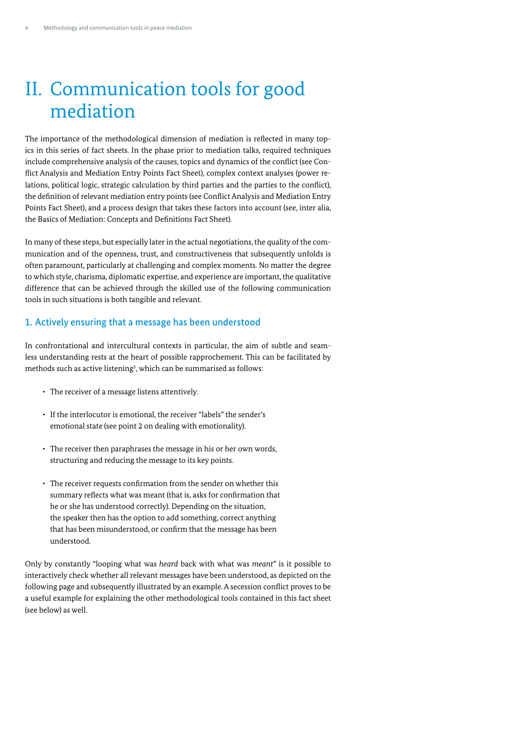# II. Communication tools for good mediation

The importance of the methodological dimension of mediation is reflected in many topics in this series of fact sheets. In the phase prior to mediation talks, required techniques include comprehensive analysis of the causes, topics and dynamics of the conflict (see Conflict Analysis and Mediation Entry Points Fact Sheet), complex context analyses (power relations, political logic, strategic calculation by third parties and the parties to the conflict), the definition of relevant mediation entry points (see Conflict Analysis and Mediation Entry Points Fact Sheet), and a process design that takes these factors into account (see, inter alia, the Basics of Mediation: Concepts and Definitions Fact Sheet).

In many of these steps, but especially later in the actual negotiations, the quality of the communication and of the openness, trust, and constructiveness that subsequently unfolds is often paramount, particularly at challenging and complex moments. No matter the degree to which style, charisma, diplomatic expertise, and experience are important, the qualitative difference that can be achieved through the skilled use of the following communication tools in such situations is both tangible and relevant.

## 1. Actively ensuring that a message has been understood

In confrontational and intercultural contexts in particular, the aim of subtle and seamless understanding rests at the heart of possible rapprochement. This can be facilitated by methods such as active listening[5], which can be summarised as follows:

- The receiver of a message listens attentively.
- If the interlocutor is emotional, the receiver "labels" the sender's emotional state (see point 2 on dealing with emotionality).
- The receiver then paraphrases the message in his or her own words, structuring and reducing the message to its key points.
- The receiver requests confirmation from the sender on whether this summary reflects what was meant (that is, asks for confirmation that he or she has understood correctly). Depending on the situation, the speaker then has the option to add something, correct anything that has been misunderstood, or confirm that the message has been understood.

Only by constantly "looping what was *heard* back with what was *meant*" is it possible to interactively check whether all relevant messages have been understood, as depicted on the following page and subsequently illustrated by an example. A secession conflict proves to be a useful example for explaining the other methodological tools contained in this fact sheet (see below) as well.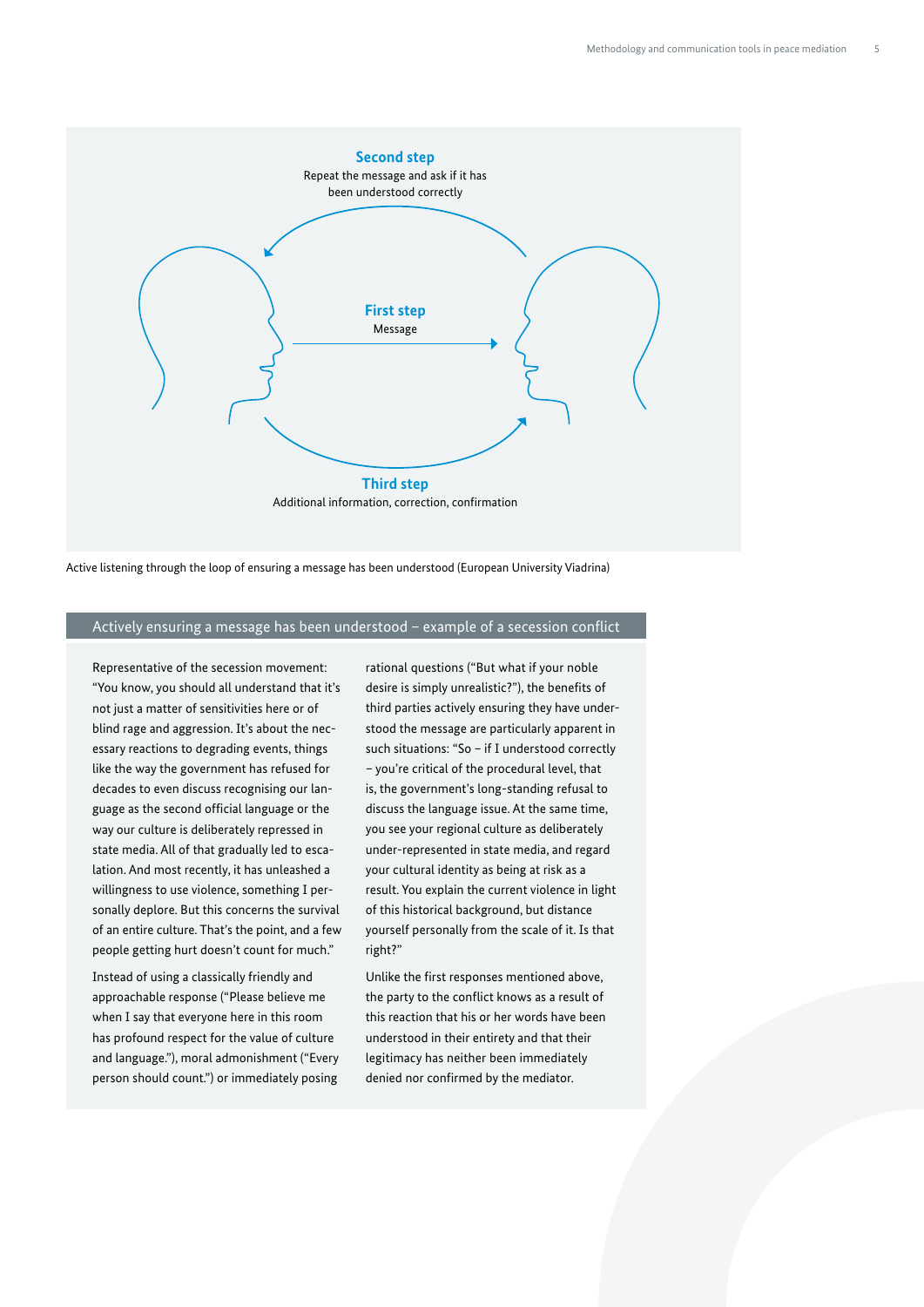**Second step**
Repeat the message and ask if it has been understood correctly

**First step**
Message

**Third step**
Additional information, correction, confirmation

Active listening through the loop of ensuring a message has been understood (European University Viadrina)

## Actively ensuring a message has been understood – example of a secession conflict

Representative of the secession movement: "You know, you should all understand that it's not just a matter of sensitivities here or of blind rage and aggression. It's about the necessary reactions to degrading events, things like the way the government has refused for decades to even discuss recognising our language as the second official language or the way our culture is deliberately repressed in state media. All of that gradually led to escalation. And most recently, it has unleashed a willingness to use violence, something I personally deplore. But this concerns the survival of an entire culture. That's the point, and a few people getting hurt doesn't count for much."

Instead of using a classically friendly and approachable response ("Please believe me when I say that everyone here in this room has profound respect for the value of culture and language."), moral admonishment ("Every person should count.") or immediately posing rational questions ("But what if your noble desire is simply unrealistic?"), the benefits of third parties actively ensuring they have understood the message are particularly apparent in such situations: "So – if I understood correctly – you're critical of the procedural level, that is, the government's long-standing refusal to discuss the language issue. At the same time, you see your regional culture as deliberately under-represented in state media, and regard your cultural identity as being at risk as a result. You explain the current violence in light of this historical background, but distance yourself personally from the scale of it. Is that right?"

Unlike the first responses mentioned above, the party to the conflict knows as a result of this reaction that his or her words have been understood in their entirety and that their legitimacy has neither been immediately denied nor confirmed by the mediator.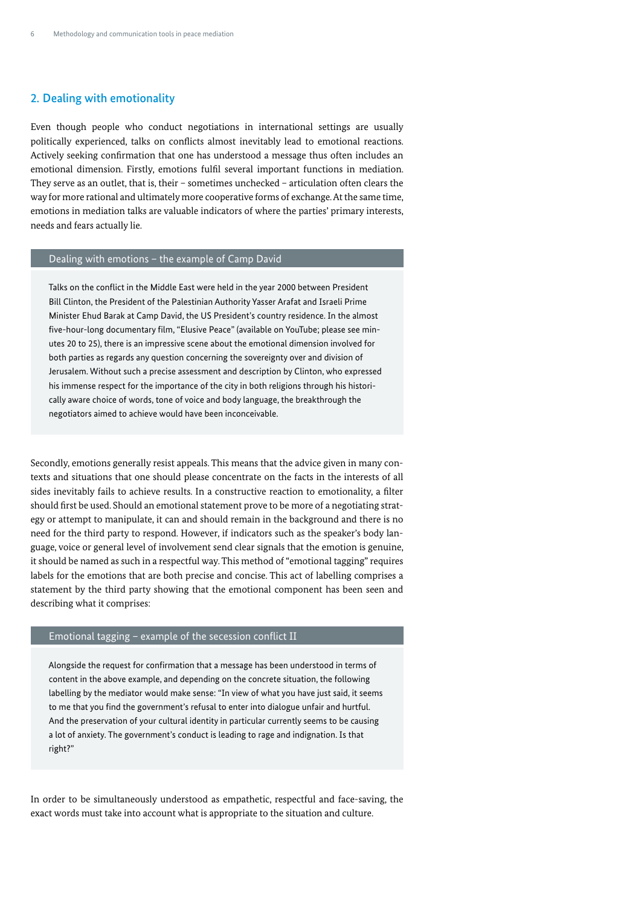## 2. Dealing with emotionality

Even though people who conduct negotiations in international settings are usually politically experienced, talks on conflicts almost inevitably lead to emotional reactions. Actively seeking confirmation that one has understood a message thus often includes an emotional dimension. Firstly, emotions fulfil several important functions in mediation. They serve as an outlet, that is, their – sometimes unchecked – articulation often clears the way for more rational and ultimately more cooperative forms of exchange. At the same time, emotions in mediation talks are valuable indicators of where the parties' primary interests, needs and fears actually lie.

> **Dealing with emotions – the example of Camp David**
>
> Talks on the conflict in the Middle East were held in the year 2000 between President Bill Clinton, the President of the Palestinian Authority Yasser Arafat and Israeli Prime Minister Ehud Barak at Camp David, the US President's country residence. In the almost five-hour-long documentary film, "Elusive Peace" (available on YouTube; please see minutes 20 to 25), there is an impressive scene about the emotional dimension involved for both parties as regards any question concerning the sovereignty over and division of Jerusalem. Without such a precise assessment and description by Clinton, who expressed his immense respect for the importance of the city in both religions through his historically aware choice of words, tone of voice and body language, the breakthrough the negotiators aimed to achieve would have been inconceivable.

Secondly, emotions generally resist appeals. This means that the advice given in many contexts and situations that one should please concentrate on the facts in the interests of all sides inevitably fails to achieve results. In a constructive reaction to emotionality, a filter should first be used. Should an emotional statement prove to be more of a negotiating strategy or attempt to manipulate, it can and should remain in the background and there is no need for the third party to respond. However, if indicators such as the speaker's body language, voice or general level of involvement send clear signals that the emotion is genuine, it should be named as such in a respectful way. This method of "emotional tagging" requires labels for the emotions that are both precise and concise. This act of labelling comprises a statement by the third party showing that the emotional component has been seen and describing what it comprises:

> **Emotional tagging – example of the secession conflict II**
>
> Alongside the request for confirmation that a message has been understood in terms of content in the above example, and depending on the concrete situation, the following labelling by the mediator would make sense: "In view of what you have just said, it seems to me that you find the government's refusal to enter into dialogue unfair and hurtful. And the preservation of your cultural identity in particular currently seems to be causing a lot of anxiety. The government's conduct is leading to rage and indignation. Is that right?"

In order to be simultaneously understood as empathetic, respectful and face-saving, the exact words must take into account what is appropriate to the situation and culture.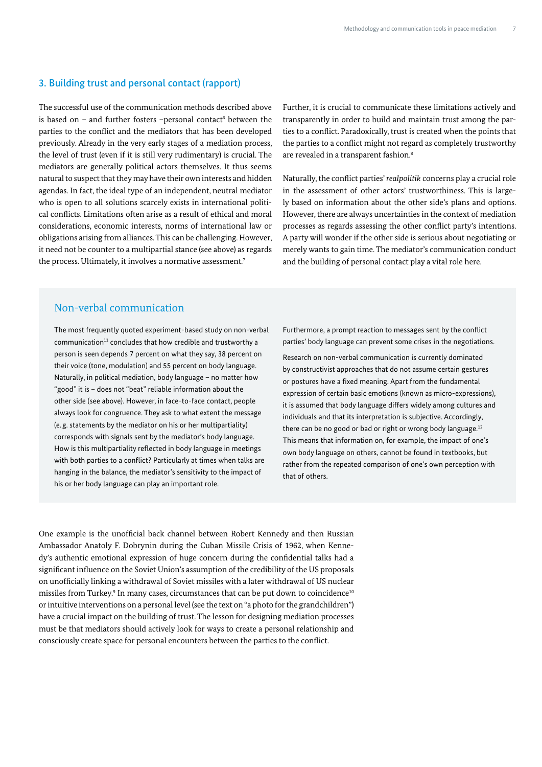## 3. Building trust and personal contact (rapport)

The successful use of the communication methods described above is based on – and further fosters –personal contact[6] between the parties to the conflict and the mediators that has been developed previously. Already in the very early stages of a mediation process, the level of trust (even if it is still very rudimentary) is crucial. The mediators are generally political actors themselves. It thus seems natural to suspect that they may have their own interests and hidden agendas. In fact, the ideal type of an independent, neutral mediator who is open to all solutions scarcely exists in international political conflicts. Limitations often arise as a result of ethical and moral considerations, economic interests, norms of international law or obligations arising from alliances. This can be challenging. However, it need not be counter to a multipartial stance (see above) as regards the process. Ultimately, it involves a normative assessment.[7]

Further, it is crucial to communicate these limitations actively and transparently in order to build and maintain trust among the parties to a conflict. Paradoxically, trust is created when the points that the parties to a conflict might not regard as completely trustworthy are revealed in a transparent fashion.[8]

Naturally, the conflict parties' *realpolitik* concerns play a crucial role in the assessment of other actors' trustworthiness. This is largely based on information about the other side's plans and options. However, there are always uncertainties in the context of mediation processes as regards assessing the other conflict party's intentions. A party will wonder if the other side is serious about negotiating or merely wants to gain time. The mediator's communication conduct and the building of personal contact play a vital role here.

### Non-verbal communication

The most frequently quoted experiment-based study on non-verbal communication[11] concludes that how credible and trustworthy a person is seen depends 7 percent on what they say, 38 percent on their voice (tone, modulation) and 55 percent on body language. Naturally, in political mediation, body language – no matter how "good" it is – does not "beat" reliable information about the other side (see above). However, in face-to-face contact, people always look for congruence. They ask to what extent the message (e.g. statements by the mediator on his or her multipartiality) corresponds with signals sent by the mediator's body language. How is this multipartiality reflected in body language in meetings with both parties to a conflict? Particularly at times when talks are hanging in the balance, the mediator's sensitivity to the impact of his or her body language can play an important role.

Furthermore, a prompt reaction to messages sent by the conflict parties' body language can prevent some crises in the negotiations.

Research on non-verbal communication is currently dominated by constructivist approaches that do not assume certain gestures or postures have a fixed meaning. Apart from the fundamental expression of certain basic emotions (known as micro-expressions), it is assumed that body language differs widely among cultures and individuals and that its interpretation is subjective. Accordingly, there can be no good or bad or right or wrong body language.[12] This means that information on, for example, the impact of one's own body language on others, cannot be found in textbooks, but rather from the repeated comparison of one's own perception with that of others.

One example is the unofficial back channel between Robert Kennedy and then Russian Ambassador Anatoly F. Dobrynin during the Cuban Missile Crisis of 1962, when Kennedy's authentic emotional expression of huge concern during the confidential talks had a significant influence on the Soviet Union's assumption of the credibility of the US proposals on unofficially linking a withdrawal of Soviet missiles with a later withdrawal of US nuclear missiles from Turkey.[9] In many cases, circumstances that can be put down to coincidence[10] or intuitive interventions on a personal level (see the text on "a photo for the grandchildren") have a crucial impact on the building of trust. The lesson for designing mediation processes must be that mediators should actively look for ways to create a personal relationship and consciously create space for personal encounters between the parties to the conflict.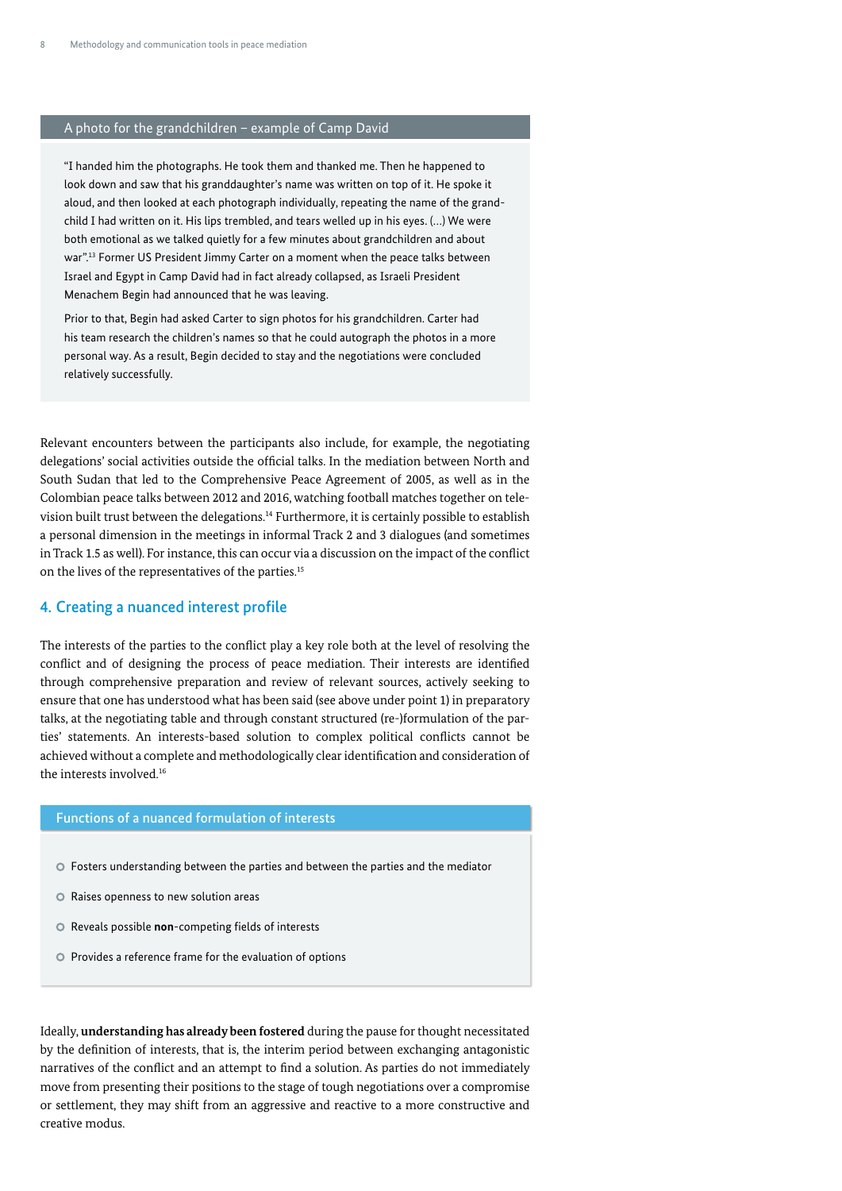### A photo for the grandchildren – example of Camp David

"I handed him the photographs. He took them and thanked me. Then he happened to look down and saw that his granddaughter's name was written on top of it. He spoke it aloud, and then looked at each photograph individually, repeating the name of the grandchild I had written on it. His lips trembled, and tears welled up in his eyes. (…) We were both emotional as we talked quietly for a few minutes about grandchildren and about war".[13] Former US President Jimmy Carter on a moment when the peace talks between Israel and Egypt in Camp David had in fact already collapsed, as Israeli President Menachem Begin had announced that he was leaving.

Prior to that, Begin had asked Carter to sign photos for his grandchildren. Carter had his team research the children's names so that he could autograph the photos in a more personal way. As a result, Begin decided to stay and the negotiations were concluded relatively successfully.

Relevant encounters between the participants also include, for example, the negotiating delegations' social activities outside the official talks. In the mediation between North and South Sudan that led to the Comprehensive Peace Agreement of 2005, as well as in the Colombian peace talks between 2012 and 2016, watching football matches together on television built trust between the delegations.[14] Furthermore, it is certainly possible to establish a personal dimension in the meetings in informal Track 2 and 3 dialogues (and sometimes in Track 1.5 as well). For instance, this can occur via a discussion on the impact of the conflict on the lives of the representatives of the parties.[15]

## 4. Creating a nuanced interest profile

The interests of the parties to the conflict play a key role both at the level of resolving the conflict and of designing the process of peace mediation. Their interests are identified through comprehensive preparation and review of relevant sources, actively seeking to ensure that one has understood what has been said (see above under point 1) in preparatory talks, at the negotiating table and through constant structured (re-)formulation of the parties' statements. An interests-based solution to complex political conflicts cannot be achieved without a complete and methodologically clear identification and consideration of the interests involved.[16]

### Functions of a nuanced formulation of interests

- Fosters understanding between the parties and between the parties and the mediator
- Raises openness to new solution areas
- Reveals possible **non**-competing fields of interests
- Provides a reference frame for the evaluation of options

Ideally, **understanding has already been fostered** during the pause for thought necessitated by the definition of interests, that is, the interim period between exchanging antagonistic narratives of the conflict and an attempt to find a solution. As parties do not immediately move from presenting their positions to the stage of tough negotiations over a compromise or settlement, they may shift from an aggressive and reactive to a more constructive and creative modus.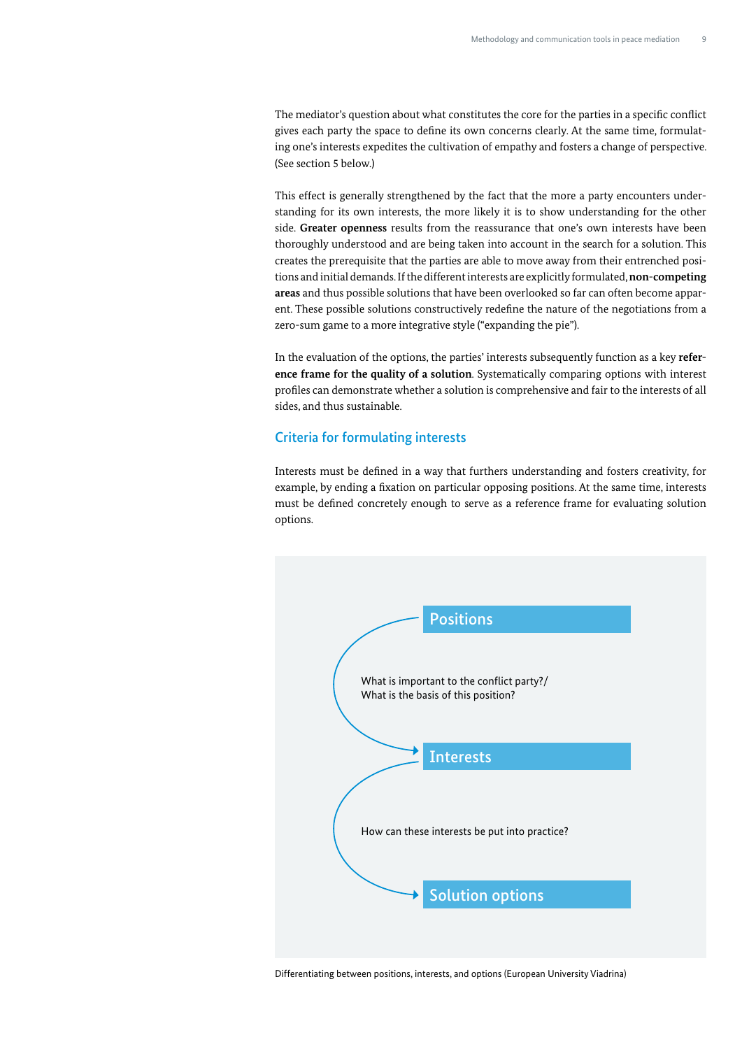The mediator's question about what constitutes the core for the parties in a specific conflict gives each party the space to define its own concerns clearly. At the same time, formulating one's interests expedites the cultivation of empathy and fosters a change of perspective. (See section 5 below.)

This effect is generally strengthened by the fact that the more a party encounters understanding for its own interests, the more likely it is to show understanding for the other side. **Greater openness** results from the reassurance that one's own interests have been thoroughly understood and are being taken into account in the search for a solution. This creates the prerequisite that the parties are able to move away from their entrenched positions and initial demands. If the different interests are explicitly formulated, **non-competing areas** and thus possible solutions that have been overlooked so far can often become apparent. These possible solutions constructively redefine the nature of the negotiations from a zero-sum game to a more integrative style ("expanding the pie").

In the evaluation of the options, the parties' interests subsequently function as a key **reference frame for the quality of a solution**. Systematically comparing options with interest profiles can demonstrate whether a solution is comprehensive and fair to the interests of all sides, and thus sustainable.

## Criteria for formulating interests

Interests must be defined in a way that furthers understanding and fosters creativity, for example, by ending a fixation on particular opposing positions. At the same time, interests must be defined concretely enough to serve as a reference frame for evaluating solution options.

**Positions**

What is important to the conflict party?/
What is the basis of this position?

**Interests**

How can these interests be put into practice?

**Solution options**

Differentiating between positions, interests, and options (European University Viadrina)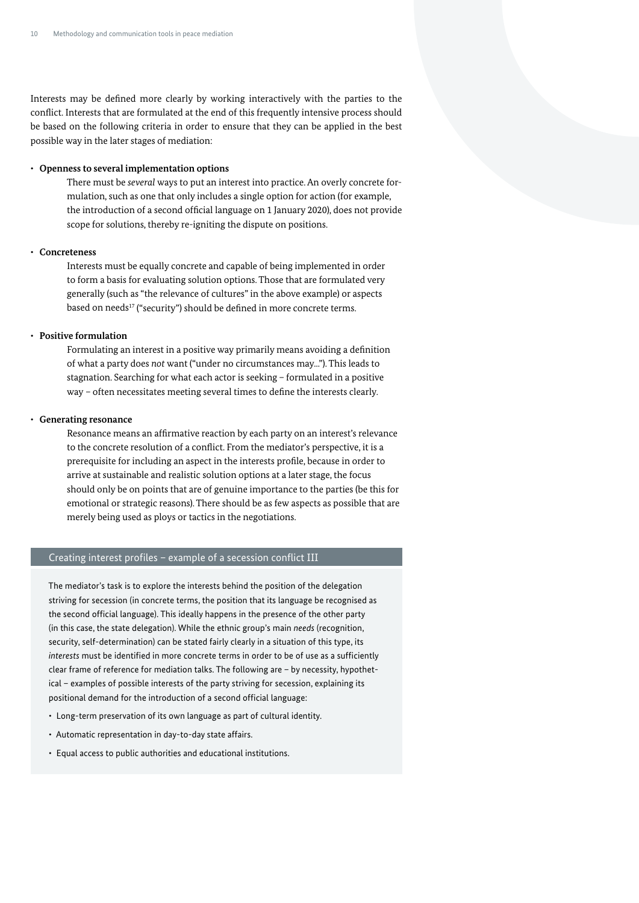Interests may be defined more clearly by working interactively with the parties to the conflict. Interests that are formulated at the end of this frequently intensive process should be based on the following criteria in order to ensure that they can be applied in the best possible way in the later stages of mediation:

- **Openness to several implementation options**

  There must be *several* ways to put an interest into practice. An overly concrete formulation, such as one that only includes a single option for action (for example, the introduction of a second official language on 1 January 2020), does not provide scope for solutions, thereby re-igniting the dispute on positions.

- **Concreteness**

  Interests must be equally concrete and capable of being implemented in order to form a basis for evaluating solution options. Those that are formulated very generally (such as "the relevance of cultures" in the above example) or aspects based on needs[17] ("security") should be defined in more concrete terms.

- **Positive formulation**

  Formulating an interest in a positive way primarily means avoiding a definition of what a party does *not* want ("under no circumstances may…"). This leads to stagnation. Searching for what each actor is seeking – formulated in a positive way – often necessitates meeting several times to define the interests clearly.

- **Generating resonance**

  Resonance means an affirmative reaction by each party on an interest's relevance to the concrete resolution of a conflict. From the mediator's perspective, it is a prerequisite for including an aspect in the interests profile, because in order to arrive at sustainable and realistic solution options at a later stage, the focus should only be on points that are of genuine importance to the parties (be this for emotional or strategic reasons). There should be as few aspects as possible that are merely being used as ploys or tactics in the negotiations.

### Creating interest profiles – example of a secession conflict III

The mediator's task is to explore the interests behind the position of the delegation striving for secession (in concrete terms, the position that its language be recognised as the second official language). This ideally happens in the presence of the other party (in this case, the state delegation). While the ethnic group's main *needs* (recognition, security, self-determination) can be stated fairly clearly in a situation of this type, its *interests* must be identified in more concrete terms in order to be of use as a sufficiently clear frame of reference for mediation talks. The following are – by necessity, hypothetical – examples of possible interests of the party striving for secession, explaining its positional demand for the introduction of a second official language:

- Long-term preservation of its own language as part of cultural identity.
- Automatic representation in day-to-day state affairs.
- Equal access to public authorities and educational institutions.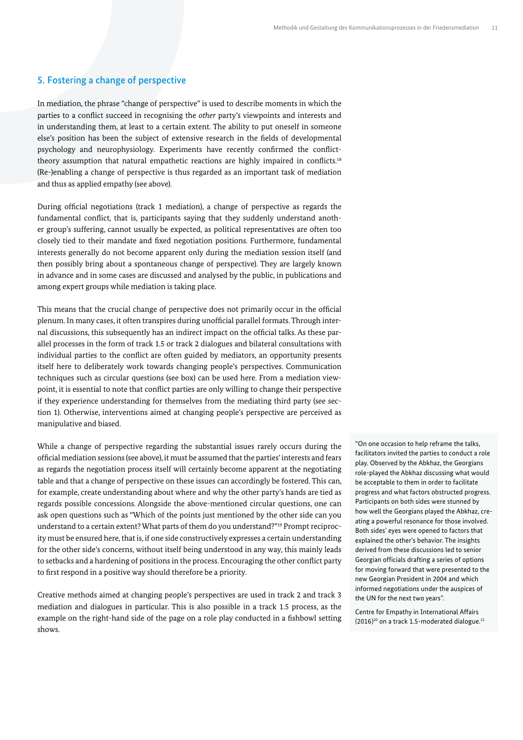## 5. Fostering a change of perspective

In mediation, the phrase "change of perspective" is used to describe moments in which the parties to a conflict succeed in recognising the *other* party's viewpoints and interests and in understanding them, at least to a certain extent. The ability to put oneself in someone else's position has been the subject of extensive research in the fields of developmental psychology and neurophysiology. Experiments have recently confirmed the conflict-theory assumption that natural empathetic reactions are highly impaired in conflicts.[18] (Re-)enabling a change of perspective is thus regarded as an important task of mediation and thus as applied empathy (see above).

During official negotiations (track 1 mediation), a change of perspective as regards the fundamental conflict, that is, participants saying that they suddenly understand another group's suffering, cannot usually be expected, as political representatives are often too closely tied to their mandate and fixed negotiation positions. Furthermore, fundamental interests generally do not become apparent only during the mediation session itself (and then possibly bring about a spontaneous change of perspective). They are largely known in advance and in some cases are discussed and analysed by the public, in publications and among expert groups while mediation is taking place.

This means that the crucial change of perspective does not primarily occur in the official plenum. In many cases, it often transpires during unofficial parallel formats. Through internal discussions, this subsequently has an indirect impact on the official talks. As these parallel processes in the form of track 1.5 or track 2 dialogues and bilateral consultations with individual parties to the conflict are often guided by mediators, an opportunity presents itself here to deliberately work towards changing people's perspectives. Communication techniques such as circular questions (see box) can be used here. From a mediation viewpoint, it is essential to note that conflict parties are only willing to change their perspective if they experience understanding for themselves from the mediating third party (see section 1). Otherwise, interventions aimed at changing people's perspective are perceived as manipulative and biased.

While a change of perspective regarding the substantial issues rarely occurs during the official mediation sessions (see above), it must be assumed that the parties' interests and fears as regards the negotiation process itself will certainly become apparent at the negotiating table and that a change of perspective on these issues can accordingly be fostered. This can, for example, create understanding about where and why the other party's hands are tied as regards possible concessions. Alongside the above-mentioned circular questions, one can ask open questions such as "Which of the points just mentioned by the other side can you understand to a certain extent? What parts of them do you understand?"[19] Prompt reciprocity must be ensured here, that is, if one side constructively expresses a certain understanding for the other side's concerns, without itself being understood in any way, this mainly leads to setbacks and a hardening of positions in the process. Encouraging the other conflict party to first respond in a positive way should therefore be a priority.

Creative methods aimed at changing people's perspectives are used in track 2 and track 3 mediation and dialogues in particular. This is also possible in a track 1.5 process, as the example on the right-hand side of the page on a role play conducted in a fishbowl setting shows.

> "On one occasion to help reframe the talks, facilitators invited the parties to conduct a role play. Observed by the Abkhaz, the Georgians role-played the Abkhaz discussing what would be acceptable to them in order to facilitate progress and what factors obstructed progress. Participants on both sides were stunned by how well the Georgians played the Abkhaz, creating a powerful resonance for those involved. Both sides' eyes were opened to factors that explained the other's behavior. The insights derived from these discussions led to senior Georgian officials drafting a series of options for moving forward that were presented to the new Georgian President in 2004 and which informed negotiations under the auspices of the UN for the next two years".
>
> Centre for Empathy in International Affairs (2016)[20] on a track 1.5-moderated dialogue.[21]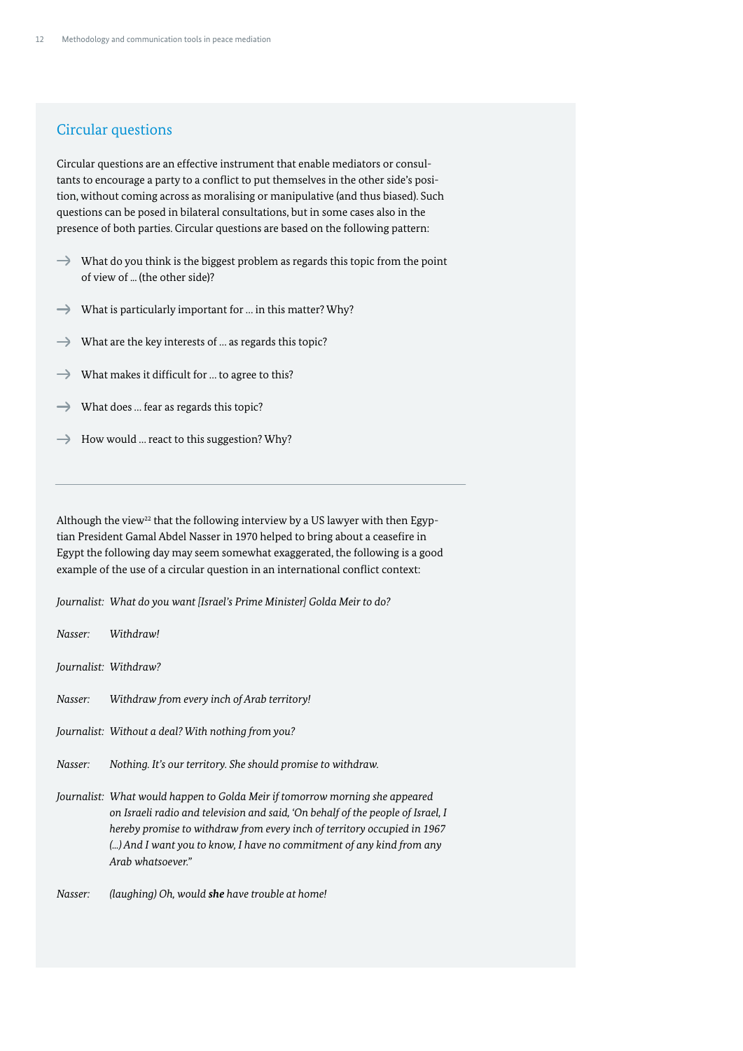## Circular questions

Circular questions are an effective instrument that enable mediators or consultants to encourage a party to a conflict to put themselves in the other side's position, without coming across as moralising or manipulative (and thus biased). Such questions can be posed in bilateral consultations, but in some cases also in the presence of both parties. Circular questions are based on the following pattern:

→ What do you think is the biggest problem as regards this topic from the point of view of ... (the other side)?

→ What is particularly important for ... in this matter? Why?

→ What are the key interests of ... as regards this topic?

→ What makes it difficult for ... to agree to this?

→ What does ... fear as regards this topic?

→ How would ... react to this suggestion? Why?

---

Although the view[22] that the following interview by a US lawyer with then Egyptian President Gamal Abdel Nasser in 1970 helped to bring about a ceasefire in Egypt the following day may seem somewhat exaggerated, the following is a good example of the use of a circular question in an international conflict context:

*Journalist: What do you want [Israel's Prime Minister] Golda Meir to do?*

*Nasser: Withdraw!*

*Journalist: Withdraw?*

*Nasser: Withdraw from every inch of Arab territory!*

*Journalist: Without a deal? With nothing from you?*

*Nasser: Nothing. It's our territory. She should promise to withdraw.*

*Journalist: What would happen to Golda Meir if tomorrow morning she appeared on Israeli radio and television and said, 'On behalf of the people of Israel, I hereby promise to withdraw from every inch of territory occupied in 1967 (...) And I want you to know, I have no commitment of any kind from any Arab whatsoever."*

*Nasser: (laughing) Oh, would* ***she*** *have trouble at home!*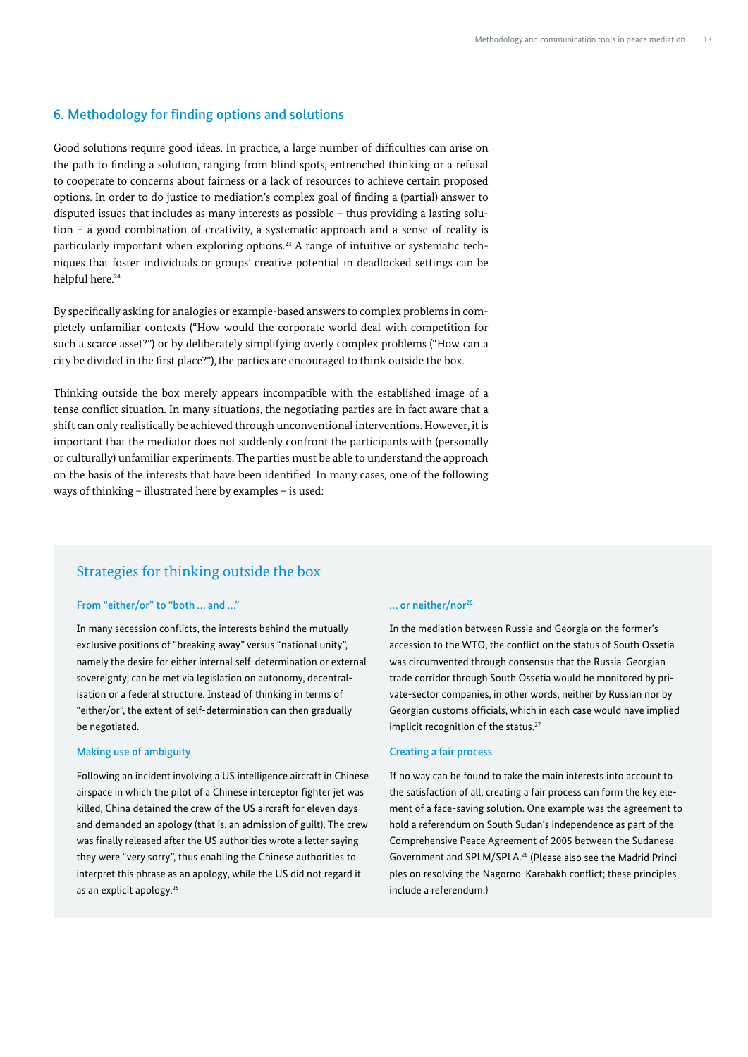## 6. Methodology for finding options and solutions

Good solutions require good ideas. In practice, a large number of difficulties can arise on the path to finding a solution, ranging from blind spots, entrenched thinking or a refusal to cooperate to concerns about fairness or a lack of resources to achieve certain proposed options. In order to do justice to mediation's complex goal of finding a (partial) answer to disputed issues that includes as many interests as possible – thus providing a lasting solution – a good combination of creativity, a systematic approach and a sense of reality is particularly important when exploring options.[23] A range of intuitive or systematic techniques that foster individuals or groups' creative potential in deadlocked settings can be helpful here.[24]

By specifically asking for analogies or example-based answers to complex problems in completely unfamiliar contexts ("How would the corporate world deal with competition for such a scarce asset?") or by deliberately simplifying overly complex problems ("How can a city be divided in the first place?"), the parties are encouraged to think outside the box.

Thinking outside the box merely appears incompatible with the established image of a tense conflict situation. In many situations, the negotiating parties are in fact aware that a shift can only realistically be achieved through unconventional interventions. However, it is important that the mediator does not suddenly confront the participants with (personally or culturally) unfamiliar experiments. The parties must be able to understand the approach on the basis of the interests that have been identified. In many cases, one of the following ways of thinking – illustrated here by examples – is used:

### Strategies for thinking outside the box

#### From "either/or" to "both … and …"

In many secession conflicts, the interests behind the mutually exclusive positions of "breaking away" versus "national unity", namely the desire for either internal self-determination or external sovereignty, can be met via legislation on autonomy, decentralisation or a federal structure. Instead of thinking in terms of "either/or", the extent of self-determination can then gradually be negotiated.

#### Making use of ambiguity

Following an incident involving a US intelligence aircraft in Chinese airspace in which the pilot of a Chinese interceptor fighter jet was killed, China detained the crew of the US aircraft for eleven days and demanded an apology (that is, an admission of guilt). The crew was finally released after the US authorities wrote a letter saying they were "very sorry", thus enabling the Chinese authorities to interpret this phrase as an apology, while the US did not regard it as an explicit apology.[25]

#### … or neither/nor[26]

In the mediation between Russia and Georgia on the former's accession to the WTO, the conflict on the status of South Ossetia was circumvented through consensus that the Russia-Georgian trade corridor through South Ossetia would be monitored by private-sector companies, in other words, neither by Russian nor by Georgian customs officials, which in each case would have implied implicit recognition of the status.[27]

#### Creating a fair process

If no way can be found to take the main interests into account to the satisfaction of all, creating a fair process can form the key element of a face-saving solution. One example was the agreement to hold a referendum on South Sudan's independence as part of the Comprehensive Peace Agreement of 2005 between the Sudanese Government and SPLM/SPLA.[28] (Please also see the Madrid Principles on resolving the Nagorno-Karabakh conflict; these principles include a referendum.)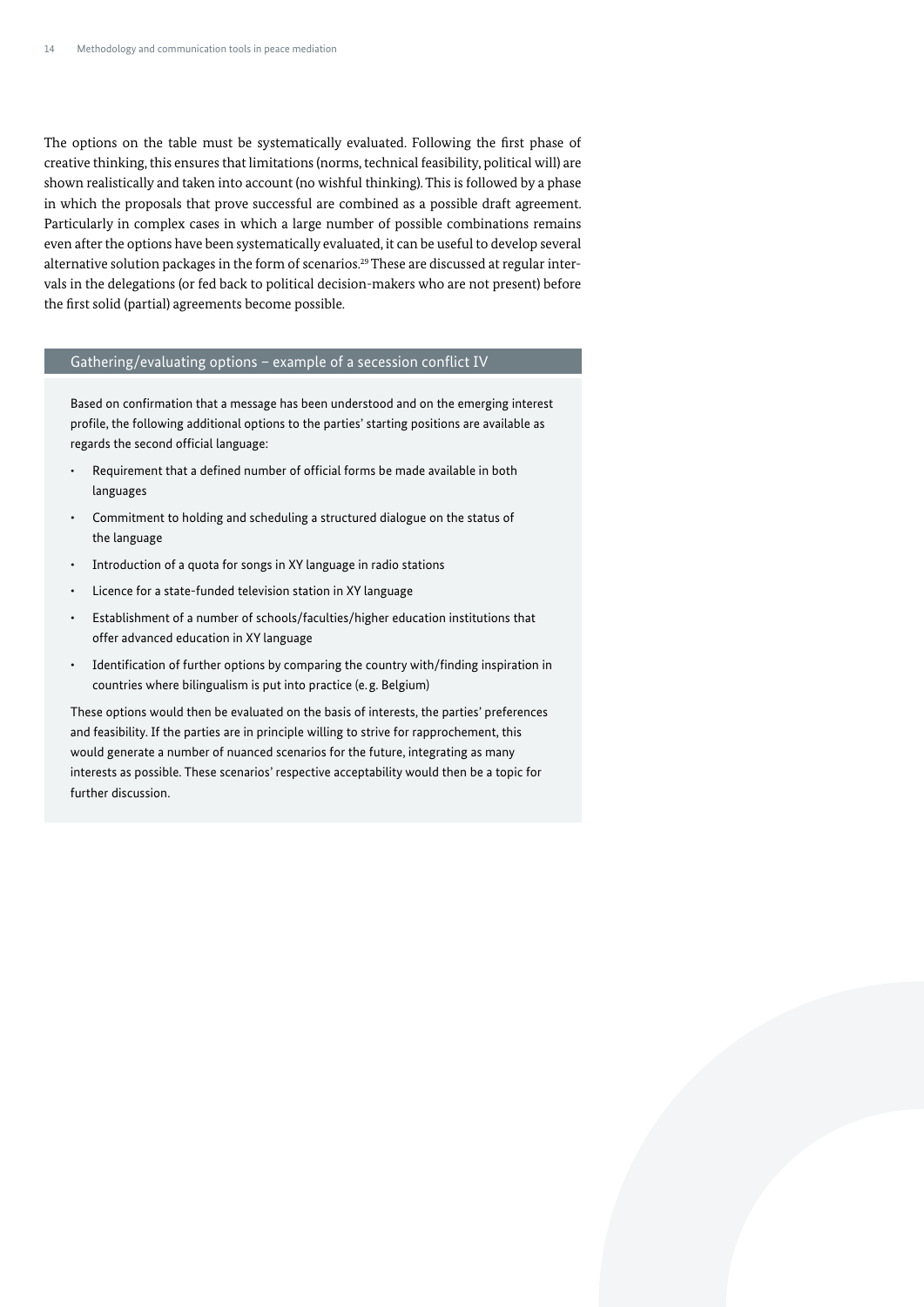The options on the table must be systematically evaluated. Following the first phase of creative thinking, this ensures that limitations (norms, technical feasibility, political will) are shown realistically and taken into account (no wishful thinking). This is followed by a phase in which the proposals that prove successful are combined as a possible draft agreement. Particularly in complex cases in which a large number of possible combinations remains even after the options have been systematically evaluated, it can be useful to develop several alternative solution packages in the form of scenarios.[29] These are discussed at regular intervals in the delegations (or fed back to political decision-makers who are not present) before the first solid (partial) agreements become possible.

### Gathering/evaluating options – example of a secession conflict IV

Based on confirmation that a message has been understood and on the emerging interest profile, the following additional options to the parties' starting positions are available as regards the second official language:

- Requirement that a defined number of official forms be made available in both languages
- Commitment to holding and scheduling a structured dialogue on the status of the language
- Introduction of a quota for songs in XY language in radio stations
- Licence for a state-funded television station in XY language
- Establishment of a number of schools/faculties/higher education institutions that offer advanced education in XY language
- Identification of further options by comparing the country with/finding inspiration in countries where bilingualism is put into practice (e.g. Belgium)

These options would then be evaluated on the basis of interests, the parties' preferences and feasibility. If the parties are in principle willing to strive for rapprochement, this would generate a number of nuanced scenarios for the future, integrating as many interests as possible. These scenarios' respective acceptability would then be a topic for further discussion.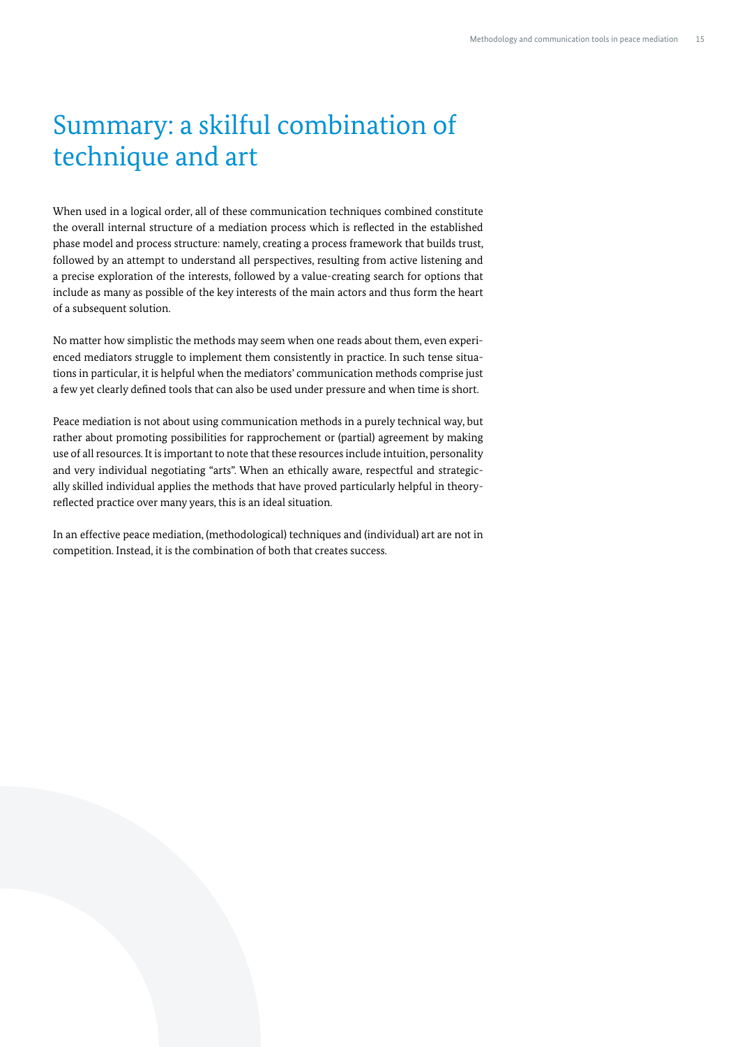# Summary: a skilful combination of technique and art

When used in a logical order, all of these communication techniques combined constitute the overall internal structure of a mediation process which is reflected in the established phase model and process structure: namely, creating a process framework that builds trust, followed by an attempt to understand all perspectives, resulting from active listening and a precise exploration of the interests, followed by a value-creating search for options that include as many as possible of the key interests of the main actors and thus form the heart of a subsequent solution.

No matter how simplistic the methods may seem when one reads about them, even experienced mediators struggle to implement them consistently in practice. In such tense situations in particular, it is helpful when the mediators' communication methods comprise just a few yet clearly defined tools that can also be used under pressure and when time is short.

Peace mediation is not about using communication methods in a purely technical way, but rather about promoting possibilities for rapprochement or (partial) agreement by making use of all resources. It is important to note that these resources include intuition, personality and very individual negotiating "arts". When an ethically aware, respectful and strategically skilled individual applies the methods that have proved particularly helpful in theory-reflected practice over many years, this is an ideal situation.

In an effective peace mediation, (methodological) techniques and (individual) art are not in competition. Instead, it is the combination of both that creates success.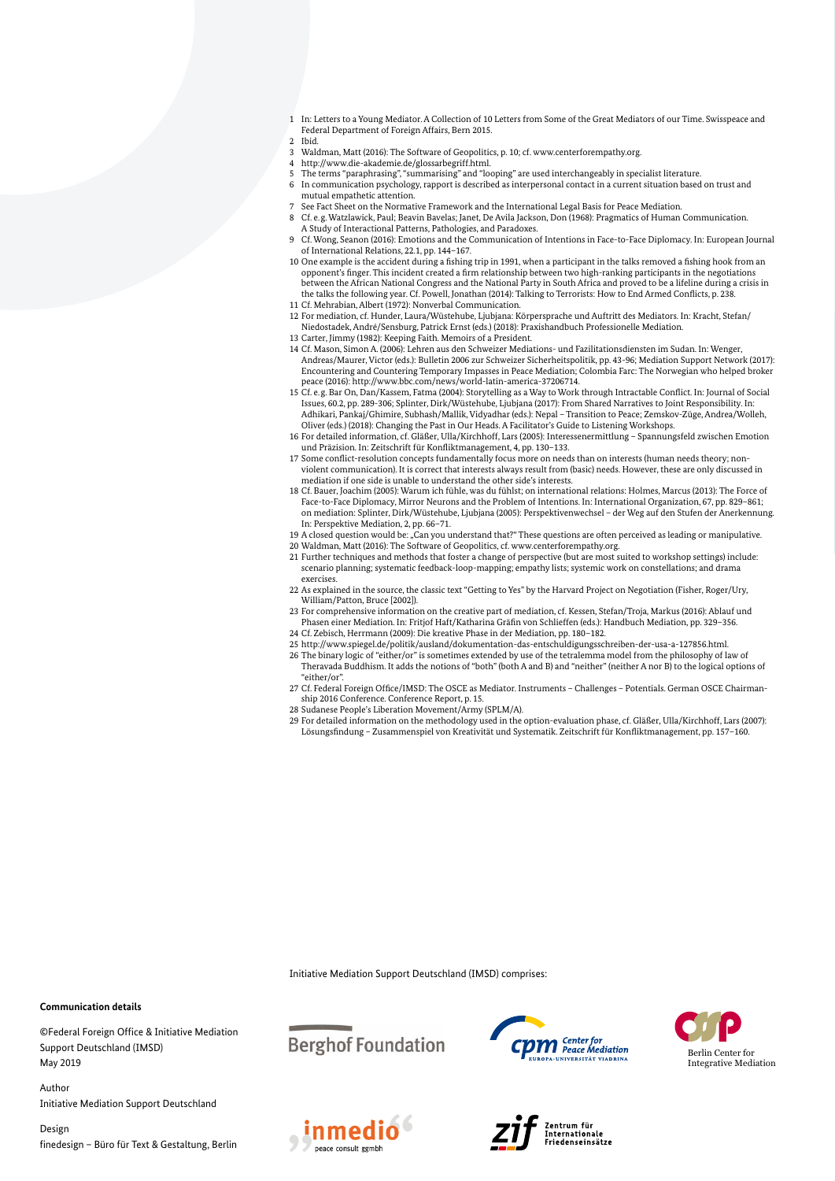1 In: Letters to a Young Mediator. A Collection of 10 Letters from Some of the Great Mediators of our Time. Swisspeace and Federal Department of Foreign Affairs, Bern 2015.
2 Ibid.
3 Waldman, Matt (2016): The Software of Geopolitics, p. 10; cf. www.centerforempathy.org.
4 http://www.die-akademie.de/glossarbegriff.html.
5 The terms "paraphrasing", "summarising" and "looping" are used interchangeably in specialist literature.
6 In communication psychology, rapport is described as interpersonal contact in a current situation based on trust and mutual empathetic attention.
7 See Fact Sheet on the Normative Framework and the International Legal Basis for Peace Mediation.
8 Cf. e. g. Watzlawick, Paul; Beavin Bavelas; Janet, De Avila Jackson, Don (1968): Pragmatics of Human Communication. A Study of Interactional Patterns, Pathologies, and Paradoxes.
9 Cf. Wong, Seanon (2016): Emotions and the Communication of Intentions in Face-to-Face Diplomacy. In: European Journal of International Relations, 22.1, pp. 144–167.
10 One example is the accident during a fishing trip in 1991, when a participant in the talks removed a fishing hook from an opponent's finger. This incident created a firm relationship between two high-ranking participants in the negotiations between the African National Congress and the National Party in South Africa and proved to be a lifeline during a crisis in the talks the following year. Cf. Powell, Jonathan (2014): Talking to Terrorists: How to End Armed Conflicts, p. 238.
11 Cf. Mehrabian, Albert (1972): Nonverbal Communication.
12 For mediation, cf. Hunder, Laura/Wüstehube, Ljubjana: Körpersprache und Auftritt des Mediators. In: Kracht, Stefan/Niedostadek, André/Sensburg, Patrick Ernst (eds.) (2018): Praxishandbuch Professionelle Mediation.
13 Carter, Jimmy (1982): Keeping Faith. Memoirs of a President.
14 Cf. Mason, Simon A. (2006): Lehren aus den Schweizer Mediations- und Fazilitationsdiensten im Sudan. In: Wenger, Andreas/Maurer, Victor (eds.): Bulletin 2006 zur Schweizer Sicherheitspolitik, pp. 43-96; Mediation Support Network (2017): Encountering and Countering Temporary Impasses in Peace Mediation; Colombia Farc: The Norwegian who helped broker peace (2016): http://www.bbc.com/news/world-latin-america-37206714.
15 Cf. e. g. Bar On, Dan/Kassem, Fatma (2004): Storytelling as a Way to Work through Intractable Conflict. In: Journal of Social Issues, 60.2, pp. 289-306; Splinter, Dirk/Wüstehube, Ljubjana (2017): From Shared Narratives to Joint Responsibility. In: Adhikari, Pankaj/Ghimire, Subhash/Mallik, Vidyadhar (eds.): Nepal – Transition to Peace; Zemskov-Züge, Andrea/Wolleh, Oliver (eds.) (2018): Changing the Past in Our Heads. A Facilitator's Guide to Listening Workshops.
16 For detailed information, cf. Gläßer, Ulla/Kirchhoff, Lars (2005): Interessenermittlung – Spannungsfeld zwischen Emotion und Präzision. In: Zeitschrift für Konfliktmanagement, 4, pp. 130–133.
17 Some conflict-resolution concepts fundamentally focus more on needs than on interests (human needs theory; non-violent communication). It is correct that interests always result from (basic) needs. However, these are only discussed in mediation if one side is unable to understand the other side's interests.
18 Cf. Bauer, Joachim (2005): Warum ich fühle, was du fühlst; on international relations: Holmes, Marcus (2013): The Force of Face-to-Face Diplomacy, Mirror Neurons and the Problem of Intentions. In: International Organization, 67, pp. 829–861; on mediation: Splinter, Dirk/Wüstehube, Ljubjana (2005): Perspektivenwechsel – der Weg auf den Stufen der Anerkennung. In: Perspektive Mediation, 2, pp. 66–71.
19 A closed question would be: „Can you understand that?" These questions are often perceived as leading or manipulative.
20 Waldman, Matt (2016): The Software of Geopolitics, cf. www.centerforempathy.org.
21 Further techniques and methods that foster a change of perspective (but are most suited to workshop settings) include: scenario planning; systematic feedback-loop-mapping; empathy lists; systemic work on constellations; and drama exercises.
22 As explained in the source, the classic text "Getting to Yes" by the Harvard Project on Negotiation (Fisher, Roger/Ury, William/Patton, Bruce [2002]).
23 For comprehensive information on the creative part of mediation, cf. Kessen, Stefan/Troja, Markus (2016): Ablauf und Phasen einer Mediation. In: Fritjof Haft/Katharina Gräfin von Schlieffen (eds.): Handbuch Mediation, pp. 329–356.
24 Cf. Zebisch, Herrmann (2009): Die kreative Phase in der Mediation, pp. 180–182.
25 http://www.spiegel.de/politik/ausland/dokumentation-das-entschuldigungsschreiben-der-usa-a-127856.html.
26 The binary logic of "either/or" is sometimes extended by use of the tetralemma model from the philosophy of law of Theravada Buddhism. It adds the notions of "both" (both A and B) and "neither" (neither A nor B) to the logical options of "either/or".
27 Cf. Federal Foreign Office/IMSD: The OSCE as Mediator. Instruments – Challenges – Potentials. German OSCE Chairmanship 2016 Conference. Conference Report, p. 15.
28 Sudanese People's Liberation Movement/Army (SPLM/A).
29 For detailed information on the methodology used in the option-evaluation phase, cf. Gläßer, Ulla/Kirchhoff, Lars (2007): Lösungsfindung – Zusammenspiel von Kreativität und Systematik. Zeitschrift für Konfliktmanagement, pp. 157–160.

Initiative Mediation Support Deutschland (IMSD) comprises:

Berghof Foundation

Center for Peace Mediation – Europa-Universität Viadrina

Berlin Center for Integrative Mediation

inmedio peace consult ggmbh

Zentrum für Internationale Friedenseinsätze

**Communication details**

©Federal Foreign Office & Initiative Mediation Support Deutschland (IMSD)
May 2019

Author
Initiative Mediation Support Deutschland

Design
finedesign – Büro für Text & Gestaltung, Berlin